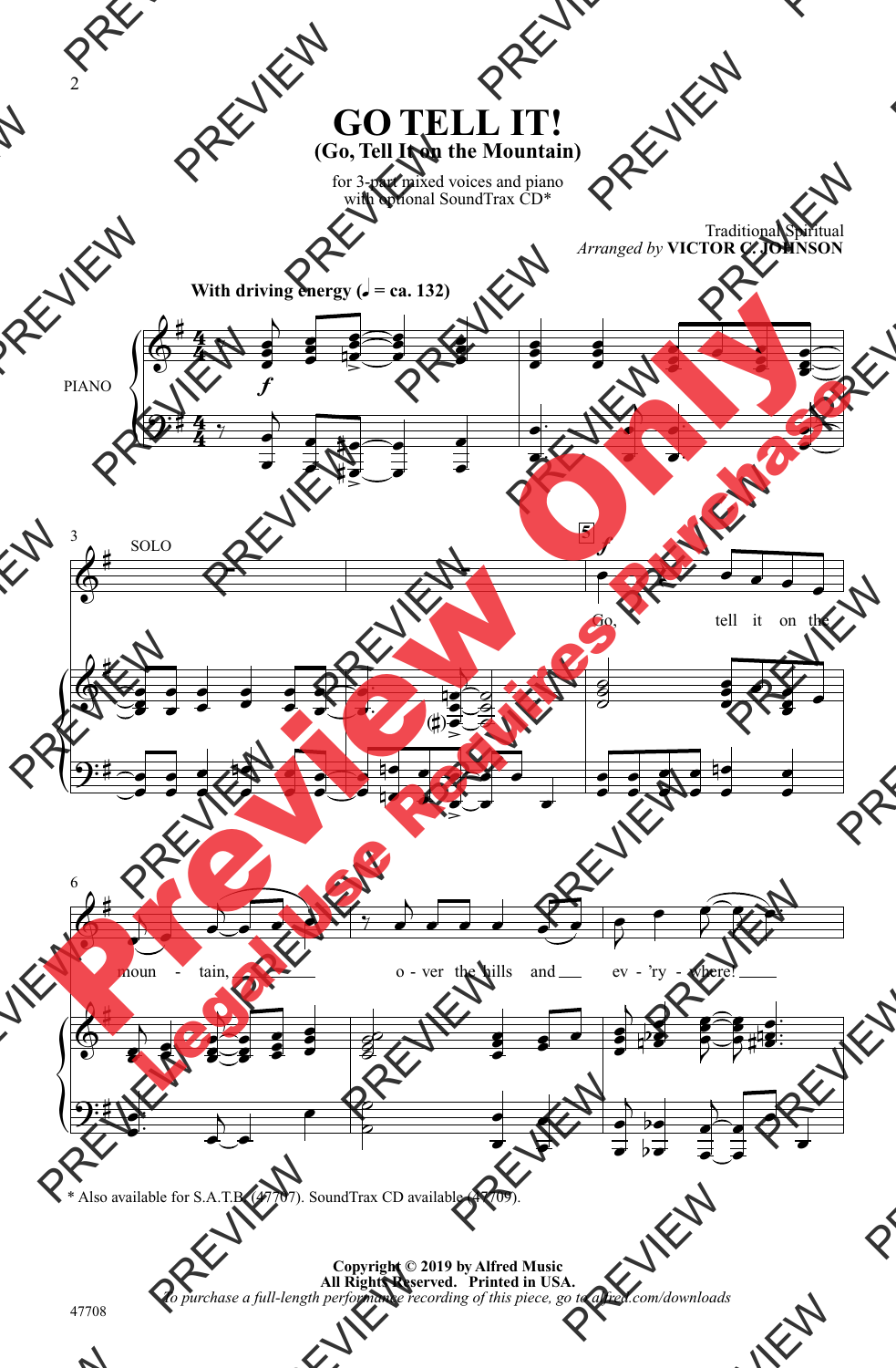# GO TELL IT!

## (Go, Tell It on the Mountain)

for 3-part mixed voices and piano
with optional SoundTrax CD*

Traditional Spiritual
*Arranged by* **VICTOR C. JOHNSON**

**With driving energy (♩ = ca. 132)**

PIANO

SOLO

Go, tell it on the moun - tain, o - ver the hills and ev - 'ry - where!

\* Also available for S.A.T.B. (47707). SoundTrax CD available (47709).

**Copyright © 2019 by Alfred Music**
**All Rights Reserved. Printed in USA.**
*To purchase a full-length performance recording of this piece, go to alfred.com/downloads*

47708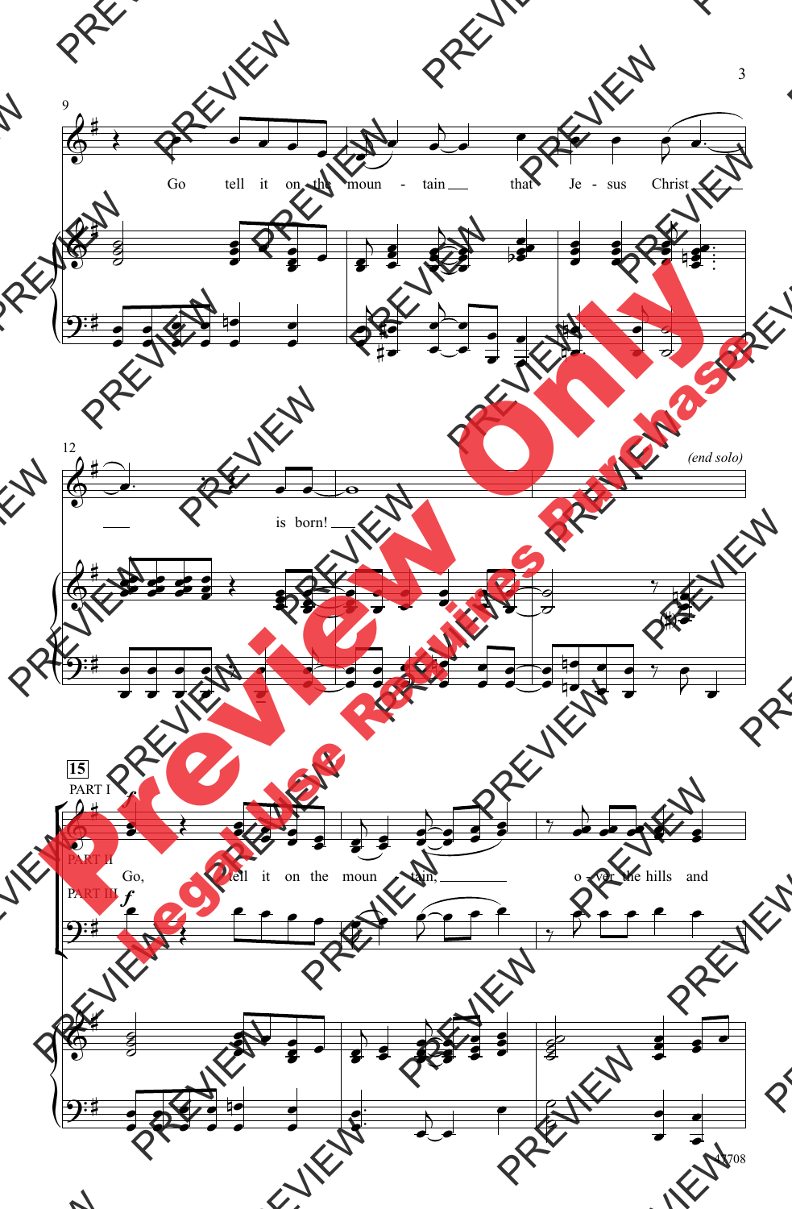9

Go tell it on the moun - tain that Je - sus Christ

12

is born!

*(end solo)*

15

PART I

PART II

PART III

*f*

Go, tell it on the moun - tain, o - ver the hills and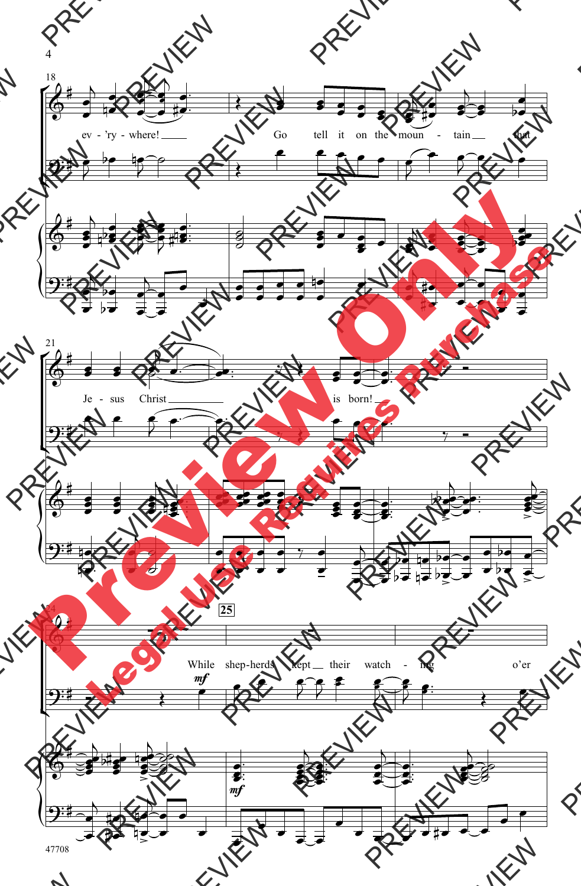18

ev - 'ry - where! Go tell it on the moun - tain that

21

Je - sus Christ is born!

24

25

*mf*

While shep-herds kept their watch - ing o'er

*mf*

47708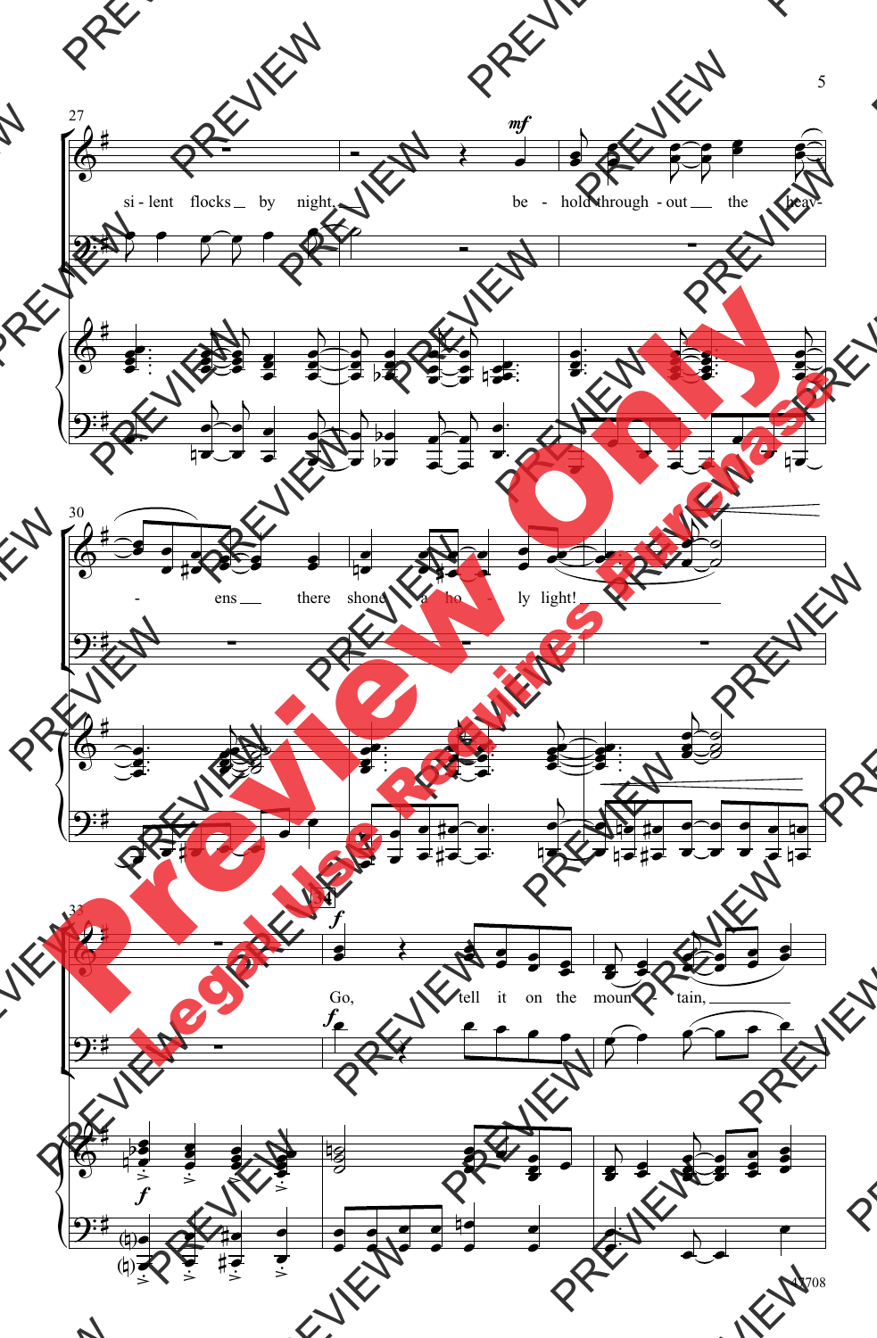si - lent flocks by night, be - hold through - out the heav- - ens there shone a ho - ly light!

Go, tell it on the moun - tain,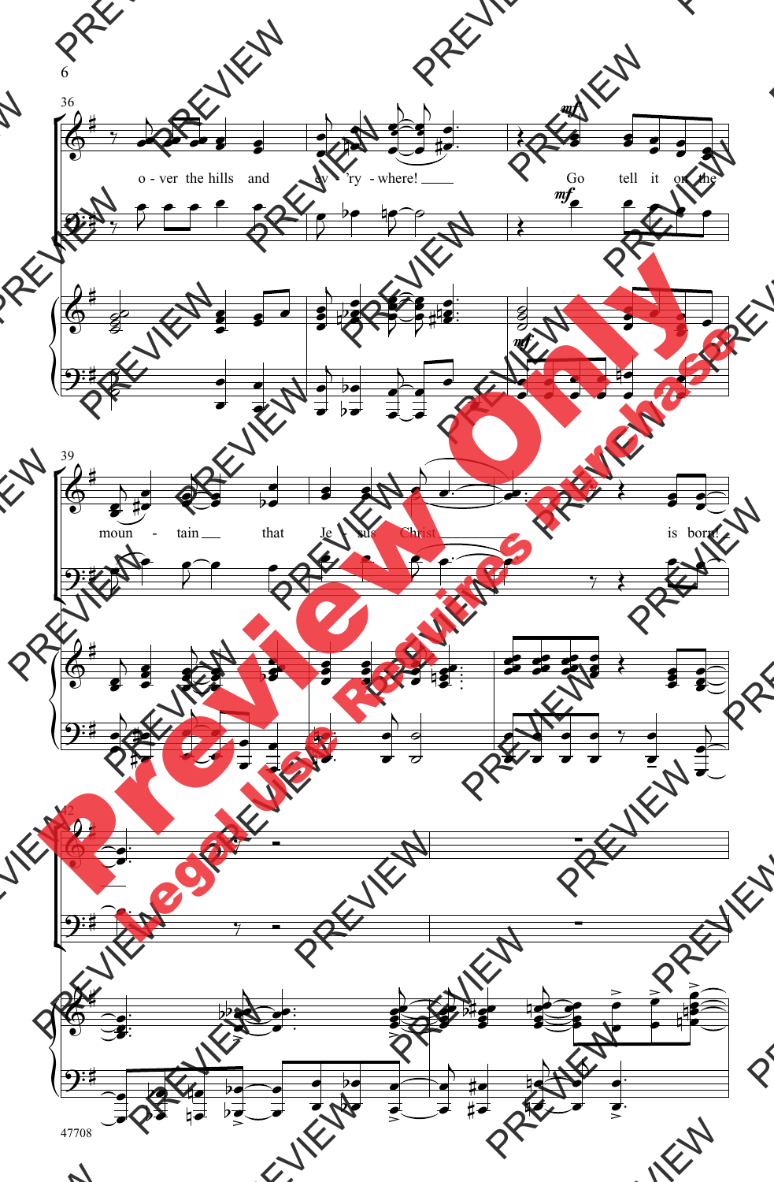o - ver the hills and ev - 'ry - where! Go tell it on the

moun - tain that Je - sus Christ is born!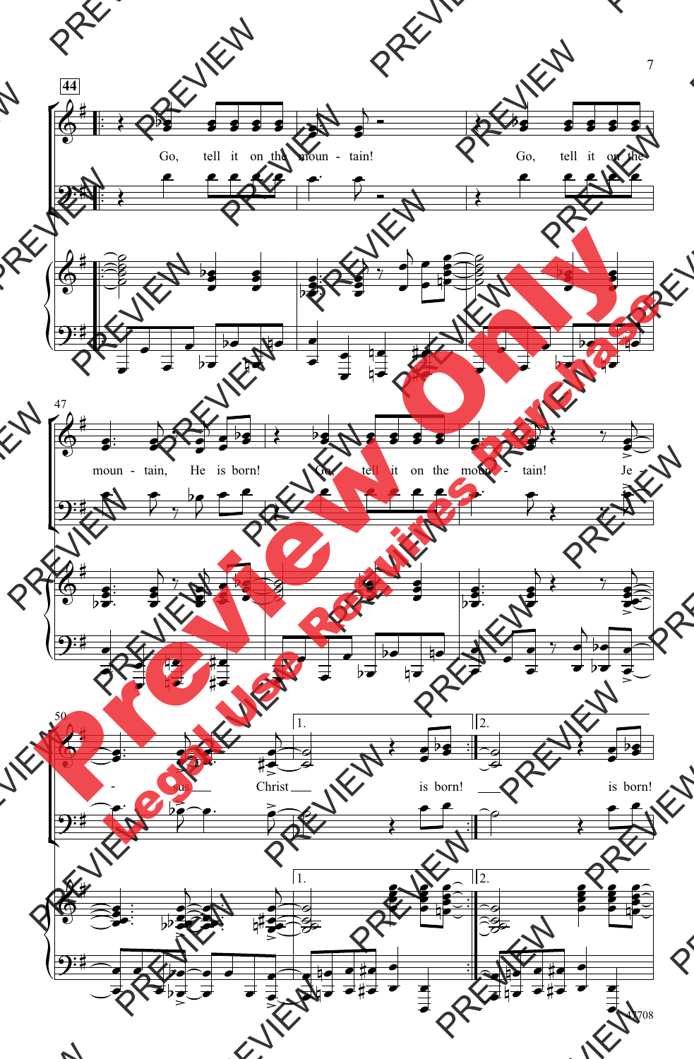44

Go, tell it on the moun - tain! Go, tell it on the

47

moun - tain, He is born! Go, tell it on the moun - tain! Je -

50

- sus Christ is born! is born!

1. 2.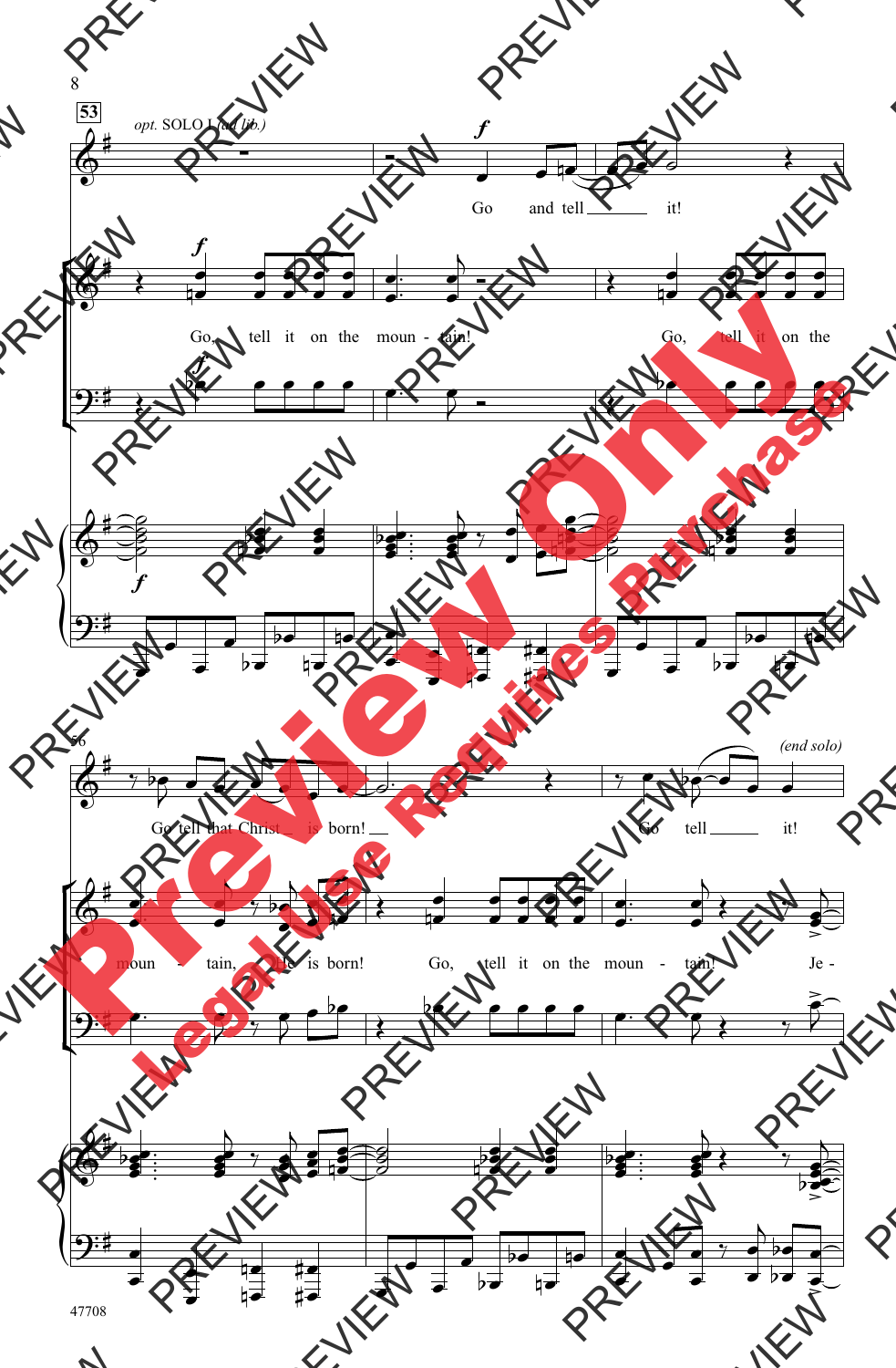53

*opt.* SOLO I *(ad lib.)*

Go and tell it!

Go, tell it on the moun - tain! Go, tell it on the

56

Go tell that Christ is born!

*(end solo)*

Go tell it!

moun - tain, He is born! Go, tell it on the moun - tain! Je -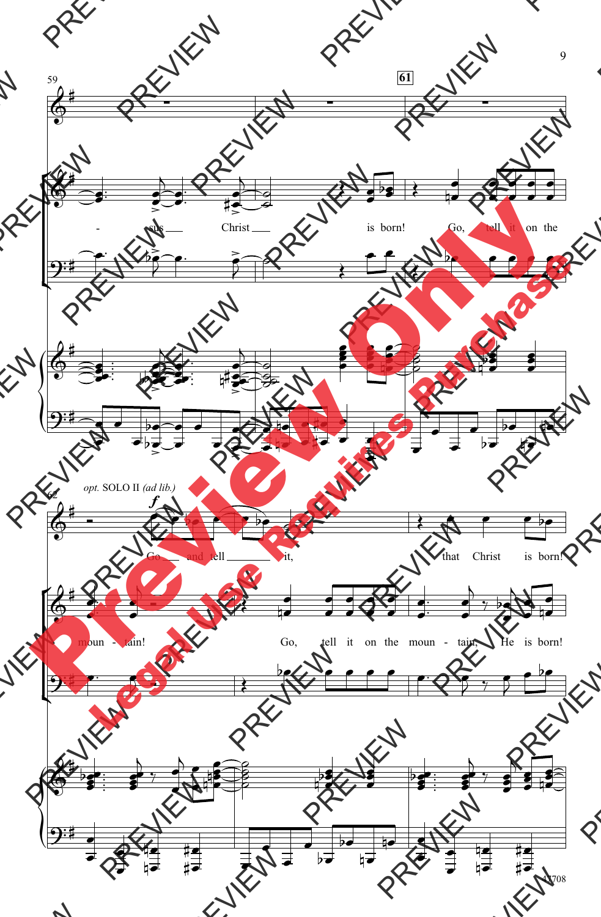59

61

- sus Christ is born! Go, tell it on the

62 *opt.* SOLO II *(ad lib.)*

*f*

Go and tell it, that Christ is born!

moun - tain! Go, tell it on the moun - tain, He is born!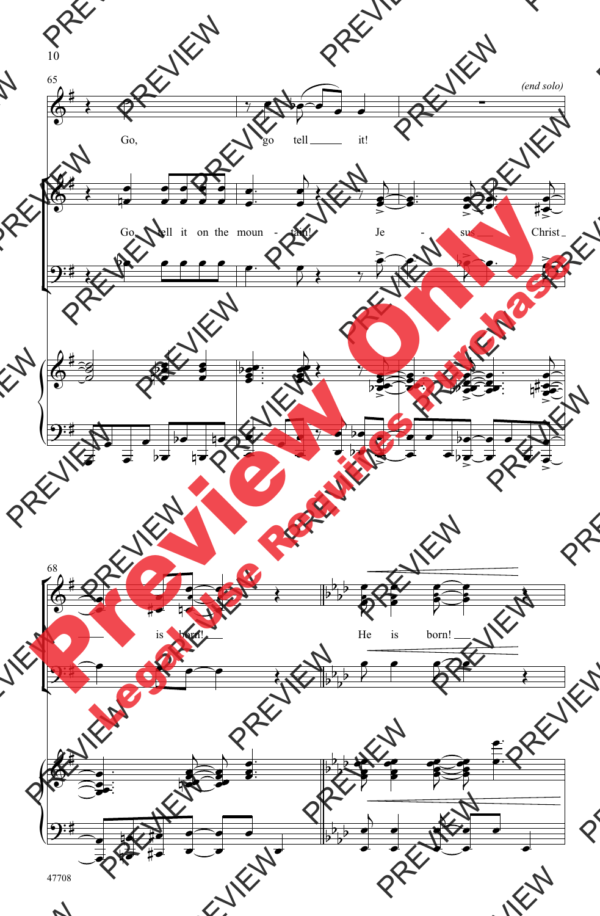65

*(end solo)*

Go, go tell it!

Go, tell it on the moun - tain! Je - sus Christ

68

is born!

He is born!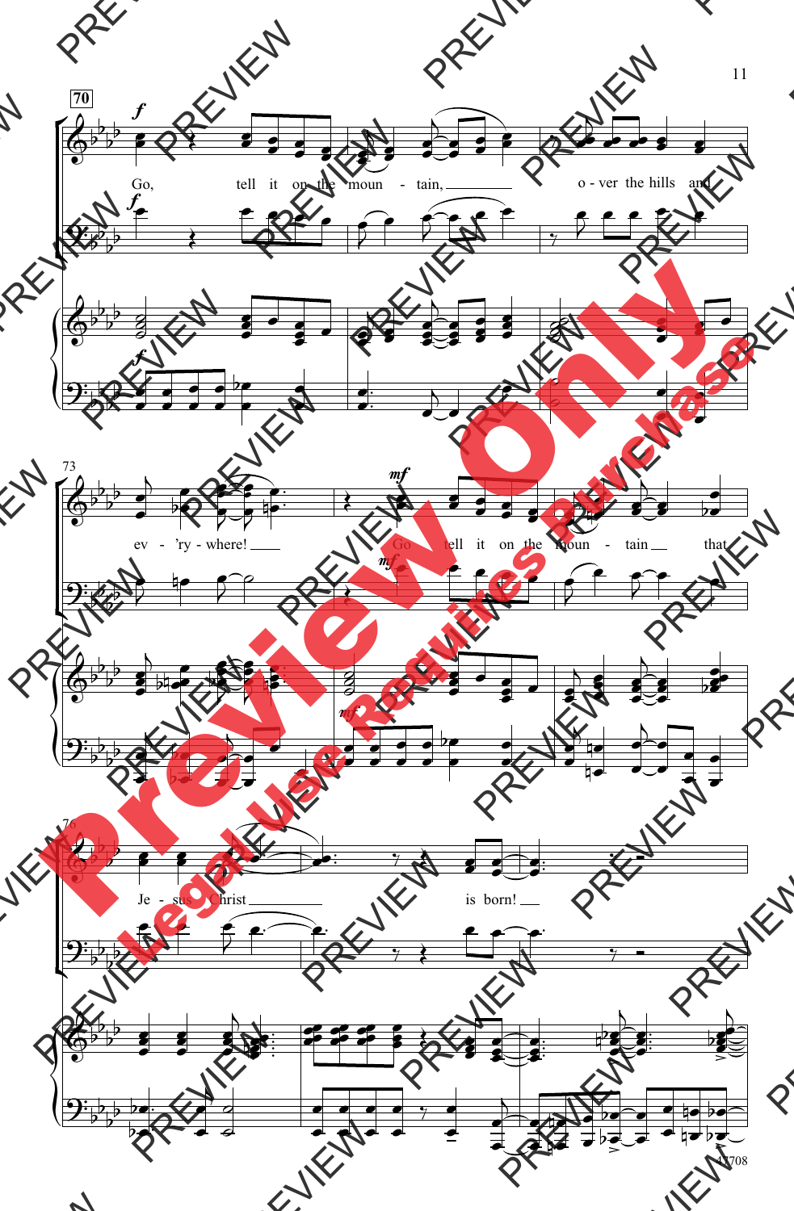70

*f*

Go, tell it on the moun - tain, o - ver the hills and

73

ev - 'ry - where!

*mf*

Go tell it on the moun - tain that

76

Je - sus Christ is born!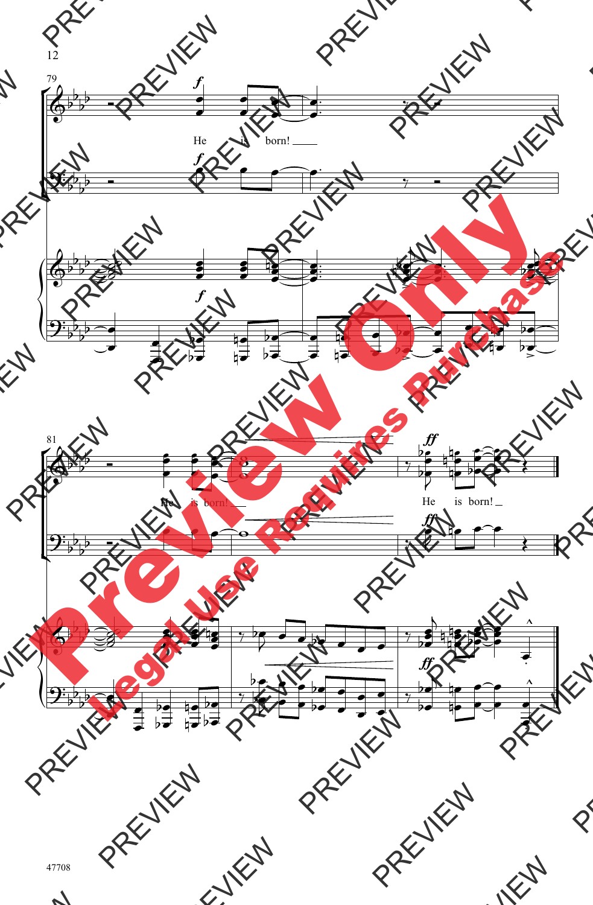He is born!

He is born!

He is born!

Preview Only

Legal Use Requires Purchase